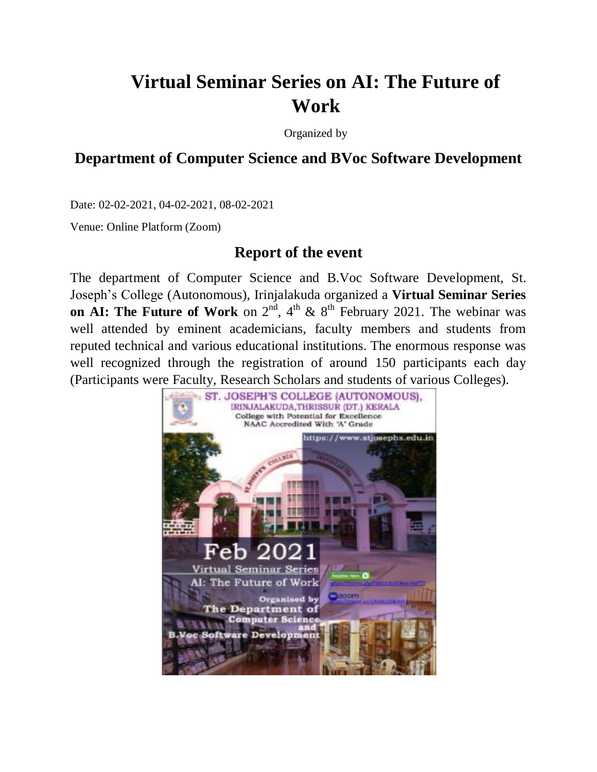# Virtual Seminar Series on AI: The Future of Work

Organized by

## Department of Computer Science and BVoc Software Development

Date: 02-02-2021, 04-02-2021, 08-02-2021

Venue: Online Platform (Zoom)

## Report of the event

The department of Computer Science and B.Voc Software Development, St. Joseph's College (Autonomous), Irinjalakuda organized a **Virtual Seminar Series on AI: The Future of Work** on 2nd, 4th & 8th February 2021. The webinar was well attended by eminent academicians, faculty members and students from reputed technical and various educational institutions. The enormous response was well recognized through the registration of around 150 participants each day (Participants were Faculty, Research Scholars and students of various Colleges).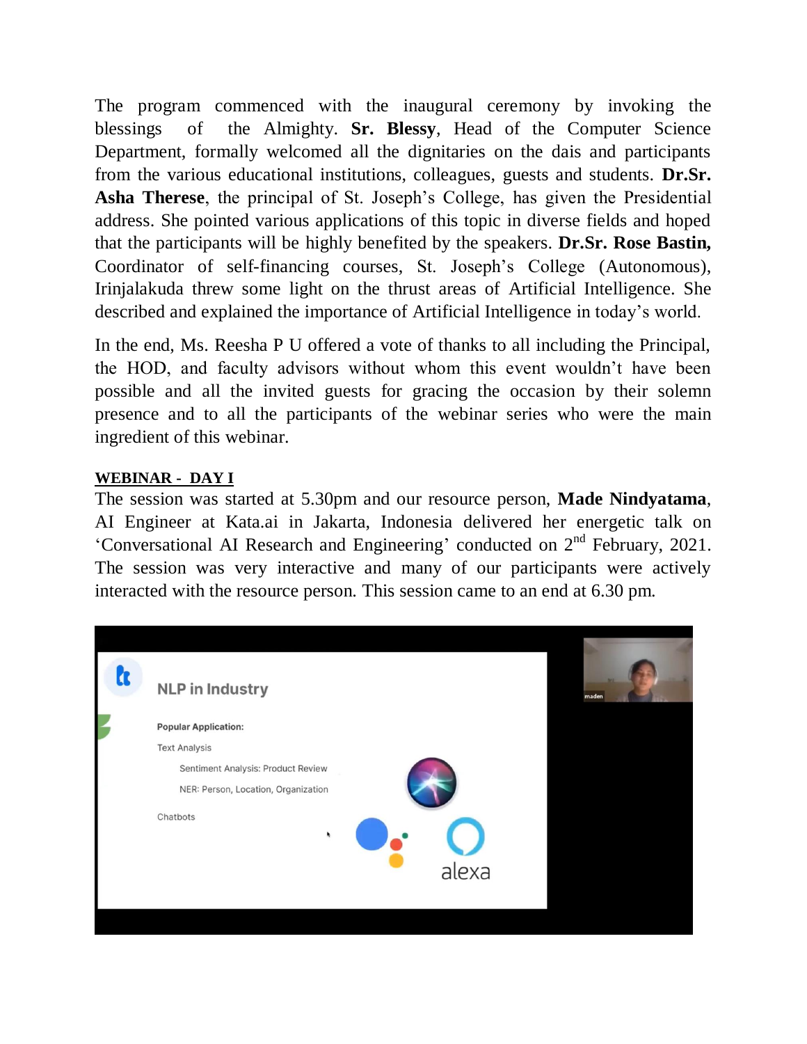The program commenced with the inaugural ceremony by invoking the blessings of the Almighty. **Sr. Blessy**, Head of the Computer Science Department, formally welcomed all the dignitaries on the dais and participants from the various educational institutions, colleagues, guests and students. **Dr.Sr. Asha Therese**, the principal of St. Joseph's College, has given the Presidential address. She pointed various applications of this topic in diverse fields and hoped that the participants will be highly benefited by the speakers. **Dr.Sr. Rose Bastin,** Coordinator of self-financing courses, St. Joseph's College (Autonomous), Irinjalakuda threw some light on the thrust areas of Artificial Intelligence. She described and explained the importance of Artificial Intelligence in today's world.

In the end, Ms. Reesha P U offered a vote of thanks to all including the Principal, the HOD, and faculty advisors without whom this event wouldn't have been possible and all the invited guests for gracing the occasion by their solemn presence and to all the participants of the webinar series who were the main ingredient of this webinar.

**WEBINAR - DAY I**

The session was started at 5.30pm and our resource person, **Made Nindyatama**, AI Engineer at Kata.ai in Jakarta, Indonesia delivered her energetic talk on 'Conversational AI Research and Engineering' conducted on 2nd February, 2021. The session was very interactive and many of our participants were actively interacted with the resource person. This session came to an end at 6.30 pm.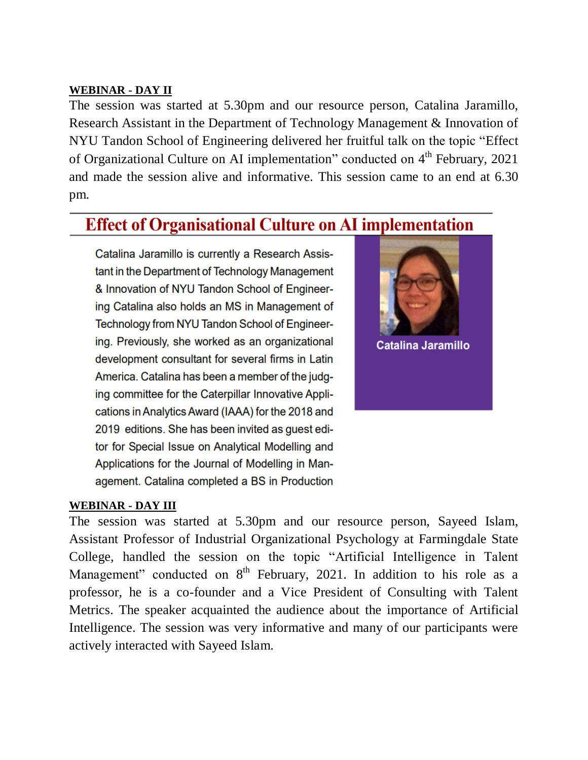**WEBINAR - DAY II**

The session was started at 5.30pm and our resource person, Catalina Jaramillo, Research Assistant in the Department of Technology Management & Innovation of NYU Tandon School of Engineering delivered her fruitful talk on the topic "Effect of Organizational Culture on AI implementation" conducted on 4th February, 2021 and made the session alive and informative. This session came to an end at 6.30 pm.

## Effect of Organisational Culture on AI implementation

Catalina Jaramillo is currently a Research Assistant in the Department of Technology Management & Innovation of NYU Tandon School of Engineering Catalina also holds an MS in Management of Technology from NYU Tandon School of Engineering. Previously, she worked as an organizational development consultant for several firms in Latin America. Catalina has been a member of the judging committee for the Caterpillar Innovative Applications in Analytics Award (IAAA) for the 2018 and 2019 editions. She has been invited as guest editor for Special Issue on Analytical Modelling and Applications for the Journal of Modelling in Management. Catalina completed a BS in Production

Catalina Jaramillo

**WEBINAR - DAY III**

The session was started at 5.30pm and our resource person, Sayeed Islam, Assistant Professor of Industrial Organizational Psychology at Farmingdale State College, handled the session on the topic "Artificial Intelligence in Talent Management" conducted on 8th February, 2021. In addition to his role as a professor, he is a co-founder and a Vice President of Consulting with Talent Metrics. The speaker acquainted the audience about the importance of Artificial Intelligence. The session was very informative and many of our participants were actively interacted with Sayeed Islam.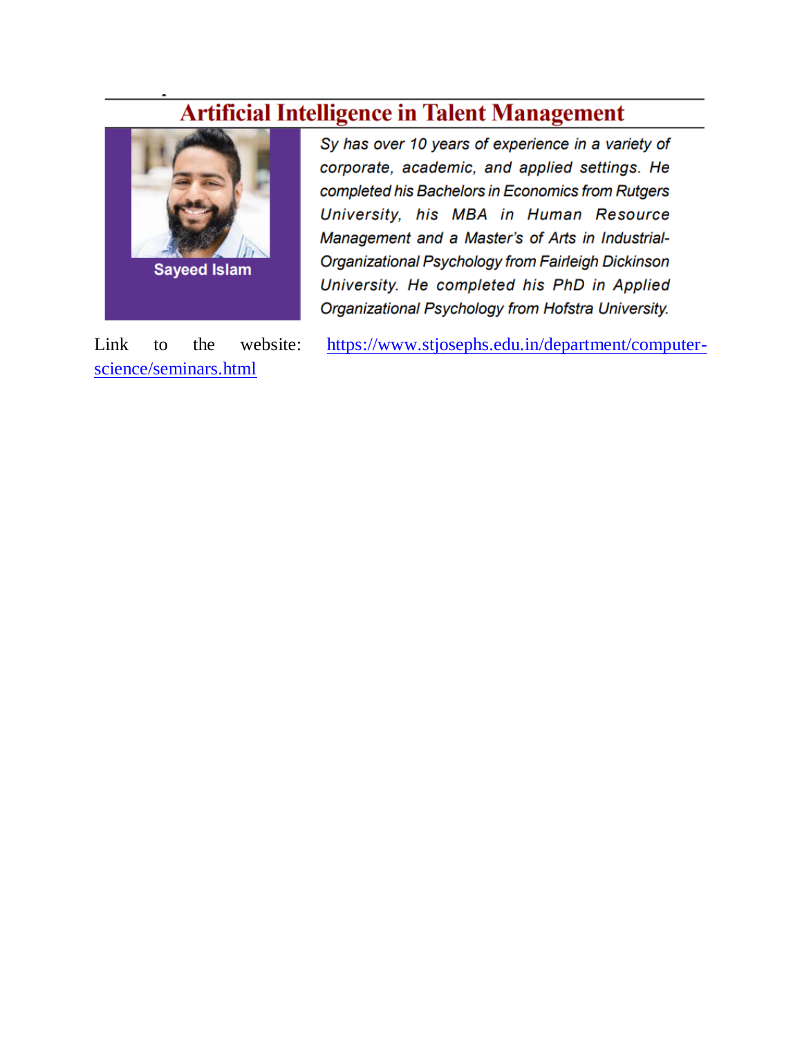## Artificial Intelligence in Talent Management

**Sayeed Islam**

*Sy has over 10 years of experience in a variety of corporate, academic, and applied settings. He completed his Bachelors in Economics from Rutgers University, his MBA in Human Resource Management and a Master's of Arts in Industrial-Organizational Psychology from Fairleigh Dickinson University. He completed his PhD in Applied Organizational Psychology from Hofstra University.*

Link to the website: https://www.stjosephs.edu.in/department/computer-science/seminars.html